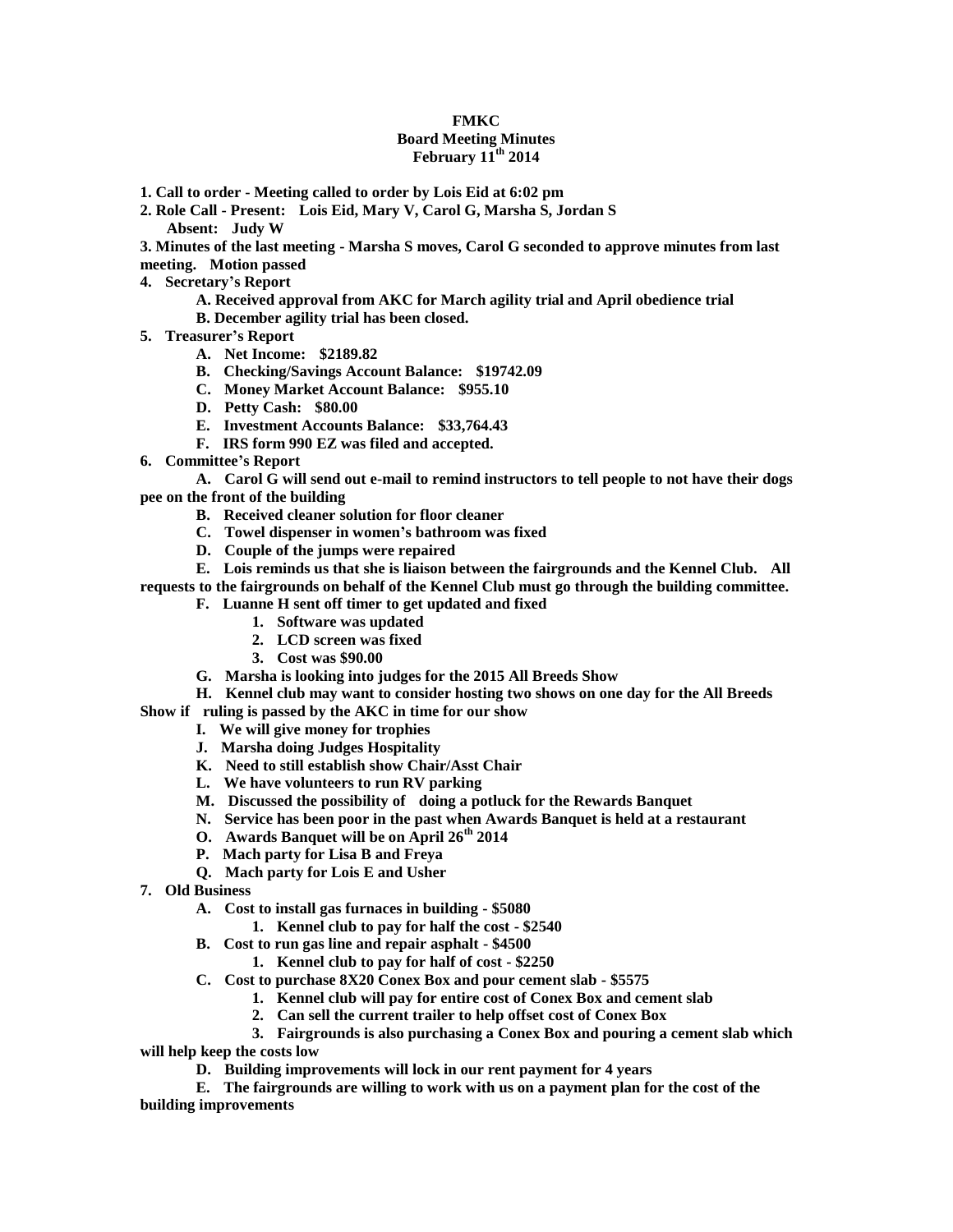# FMKC

## Board Meeting Minutes

### February 11th 2014

**1. Call to order - Meeting called to order by Lois Eid at 6:02 pm**

**2. Role Call - Present: Lois Eid, Mary V, Carol G, Marsha S, Jordan S**

**Absent: Judy W**

**3. Minutes of the last meeting - Marsha S moves, Carol G seconded to approve minutes from last meeting. Motion passed**

**4. Secretary's Report**

- **A. Received approval from AKC for March agility trial and April obedience trial**
- **B. December agility trial has been closed.**

**5. Treasurer's Report**

- **A. Net Income: $2189.82**
- **B. Checking/Savings Account Balance: $19742.09**
- **C. Money Market Account Balance: $955.10**
- **D. Petty Cash: $80.00**
- **E. Investment Accounts Balance: $33,764.43**
- **F. IRS form 990 EZ was filed and accepted.**

**6. Committee's Report**

- **A. Carol G will send out e-mail to remind instructors to tell people to not have their dogs pee on the front of the building**
- **B. Received cleaner solution for floor cleaner**
- **C. Towel dispenser in women's bathroom was fixed**
- **D. Couple of the jumps were repaired**
- **E. Lois reminds us that she is liaison between the fairgrounds and the Kennel Club. All requests to the fairgrounds on behalf of the Kennel Club must go through the building committee.**
- **F. Luanne H sent off timer to get updated and fixed**
  1. **Software was updated**
  2. **LCD screen was fixed**
  3. **Cost was $90.00**
- **G. Marsha is looking into judges for the 2015 All Breeds Show**
- **H. Kennel club may want to consider hosting two shows on one day for the All Breeds Show if ruling is passed by the AKC in time for our show**
- **I. We will give money for trophies**
- **J. Marsha doing Judges Hospitality**
- **K. Need to still establish show Chair/Asst Chair**
- **L. We have volunteers to run RV parking**
- **M. Discussed the possibility of doing a potluck for the Rewards Banquet**
- **N. Service has been poor in the past when Awards Banquet is held at a restaurant**
- **O. Awards Banquet will be on April 26th 2014**
- **P. Mach party for Lisa B and Freya**
- **Q. Mach party for Lois E and Usher**

**7. Old Business**

- **A. Cost to install gas furnaces in building - $5080**
  1. **Kennel club to pay for half the cost - $2540**
- **B. Cost to run gas line and repair asphalt - $4500**
  1. **Kennel club to pay for half of cost - $2250**
- **C. Cost to purchase 8X20 Conex Box and pour cement slab - $5575**
  1. **Kennel club will pay for entire cost of Conex Box and cement slab**
  2. **Can sell the current trailer to help offset cost of Conex Box**
  3. **Fairgrounds is also purchasing a Conex Box and pouring a cement slab which will help keep the costs low**
- **D. Building improvements will lock in our rent payment for 4 years**
- **E. The fairgrounds are willing to work with us on a payment plan for the cost of the building improvements**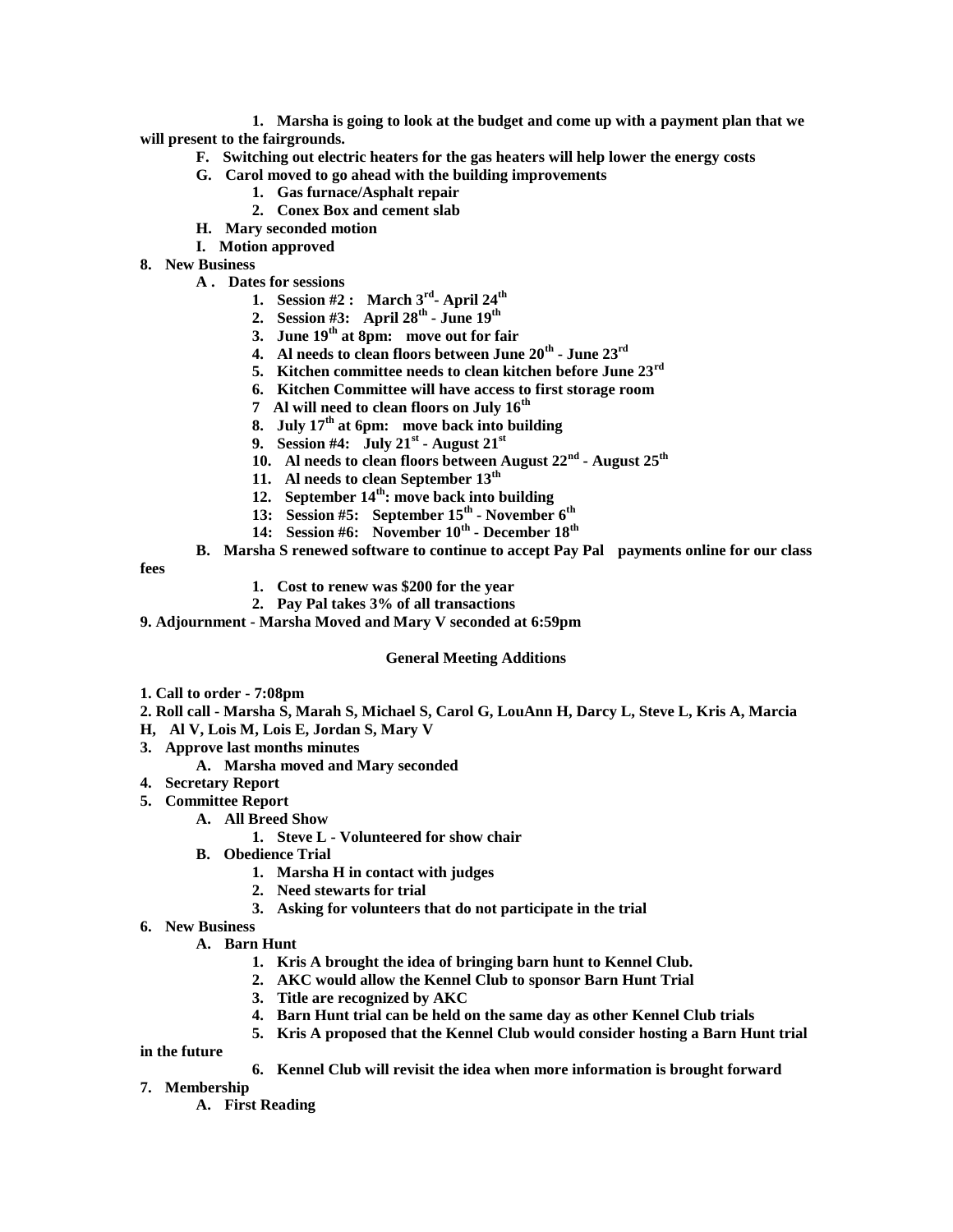1. **Marsha is going to look at the budget and come up with a payment plan that we will present to the fairgrounds.**

F. **Switching out electric heaters for the gas heaters will help lower the energy costs**

G. **Carol moved to go ahead with the building improvements**
   1. **Gas furnace/Asphalt repair**
   2. **Conex Box and cement slab**

H. **Mary seconded motion**

I. **Motion approved**

8. **New Business**
   - A . **Dates for sessions**
     1. **Session #2 : March 3rd- April 24th**
     2. **Session #3: April 28th - June 19th**
     3. **June 19th at 8pm: move out for fair**
     4. **Al needs to clean floors between June 20th - June 23rd**
     5. **Kitchen committee needs to clean kitchen before June 23rd**
     6. **Kitchen Committee will have access to first storage room**
     7. **Al will need to clean floors on July 16th**
     8. **July 17th at 6pm: move back into building**
     9. **Session #4: July 21st - August 21st**
     10. **Al needs to clean floors between August 22nd - August 25th**
     11. **Al needs to clean September 13th**
     12. **September 14th: move back into building**
     13: **Session #5: September 15th - November 6th**
     14: **Session #6: November 10th - December 18th**
   - B. **Marsha S renewed software to continue to accept Pay Pal payments online for our class fees**
     1. **Cost to renew was $200 for the year**
     2. **Pay Pal takes 3% of all transactions**

9. **Adjournment - Marsha Moved and Mary V seconded at 6:59pm**

**General Meeting Additions**

1. **Call to order - 7:08pm**
2. **Roll call - Marsha S, Marah S, Michael S, Carol G, LouAnn H, Darcy L, Steve L, Kris A, Marcia H, Al V, Lois M, Lois E, Jordan S, Mary V**
3. **Approve last months minutes**
   - A. **Marsha moved and Mary seconded**
4. **Secretary Report**
5. **Committee Report**
   - A. **All Breed Show**
     1. **Steve L - Volunteered for show chair**
   - B. **Obedience Trial**
     1. **Marsha H in contact with judges**
     2. **Need stewarts for trial**
     3. **Asking for volunteers that do not participate in the trial**
6. **New Business**
   - A. **Barn Hunt**
     1. **Kris A brought the idea of bringing barn hunt to Kennel Club.**
     2. **AKC would allow the Kennel Club to sponsor Barn Hunt Trial**
     3. **Title are recognized by AKC**
     4. **Barn Hunt trial can be held on the same day as other Kennel Club trials**
     5. **Kris A proposed that the Kennel Club would consider hosting a Barn Hunt trial in the future**
     6. **Kennel Club will revisit the idea when more information is brought forward**
7. **Membership**
   - A. **First Reading**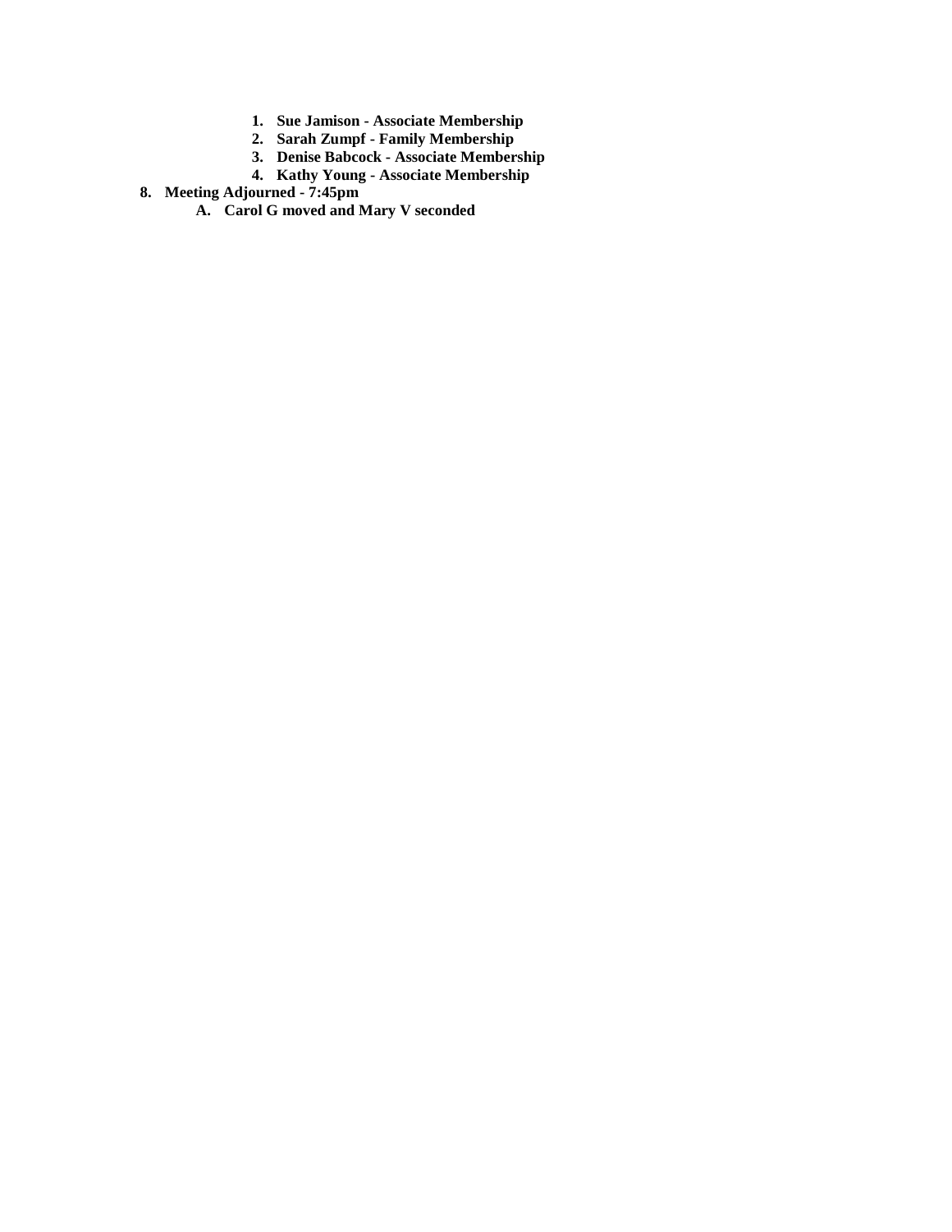1. **Sue Jamison - Associate Membership**
2. **Sarah Zumpf - Family Membership**
3. **Denise Babcock - Associate Membership**
4. **Kathy Young - Associate Membership**

8. **Meeting Adjourned - 7:45pm**
   A. **Carol G moved and Mary V seconded**